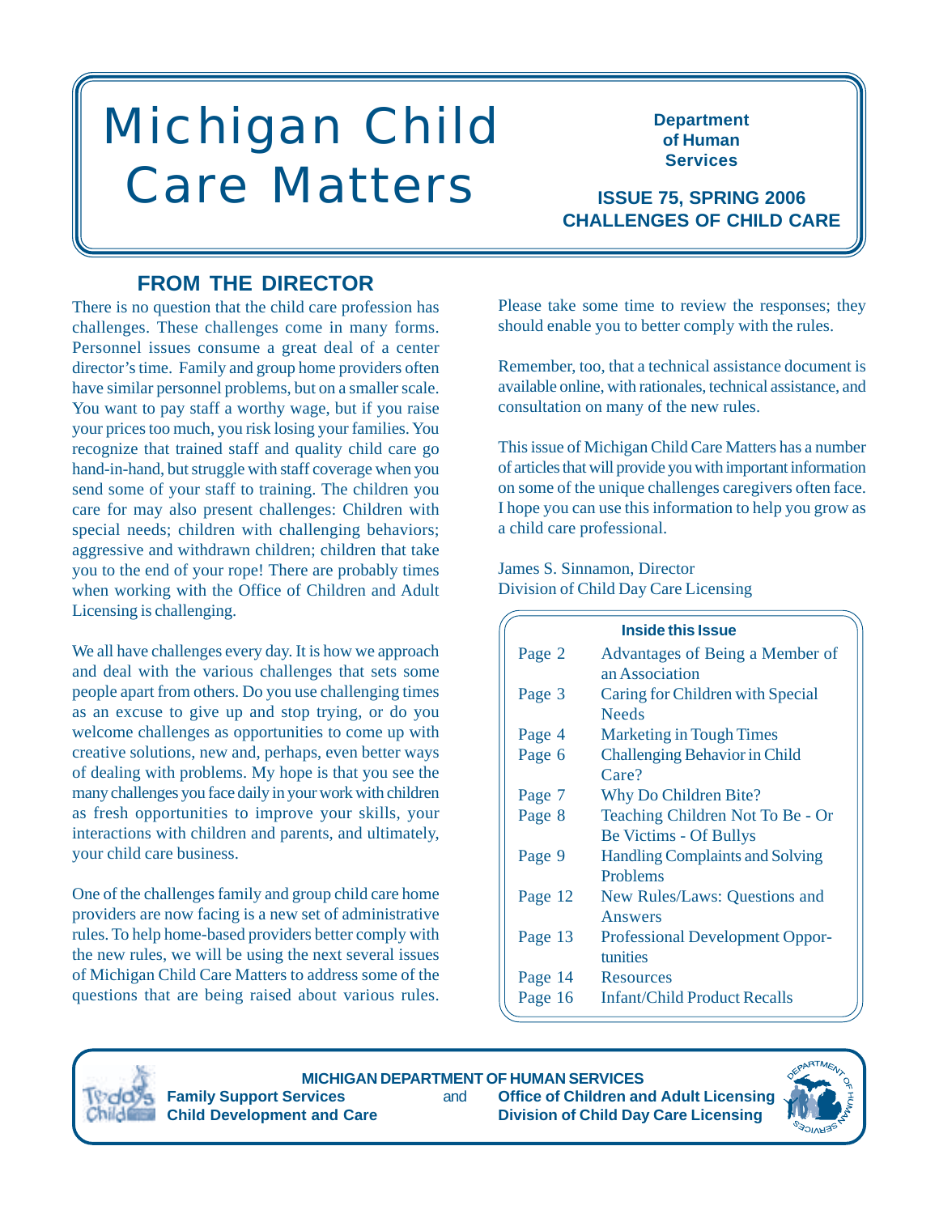# Michigan Child Care Matters

**Department of Human Services**

**ISSUE 75, SPRING 2006**
**CHALLENGES OF CHILD CARE**

## FROM THE DIRECTOR

There is no question that the child care profession has challenges. These challenges come in many forms. Personnel issues consume a great deal of a center director's time. Family and group home providers often have similar personnel problems, but on a smaller scale. You want to pay staff a worthy wage, but if you raise your prices too much, you risk losing your families. You recognize that trained staff and quality child care go hand-in-hand, but struggle with staff coverage when you send some of your staff to training. The children you care for may also present challenges: Children with special needs; children with challenging behaviors; aggressive and withdrawn children; children that take you to the end of your rope! There are probably times when working with the Office of Children and Adult Licensing is challenging.

We all have challenges every day. It is how we approach and deal with the various challenges that sets some people apart from others. Do you use challenging times as an excuse to give up and stop trying, or do you welcome challenges as opportunities to come up with creative solutions, new and, perhaps, even better ways of dealing with problems. My hope is that you see the many challenges you face daily in your work with children as fresh opportunities to improve your skills, your interactions with children and parents, and ultimately, your child care business.

One of the challenges family and group child care home providers are now facing is a new set of administrative rules. To help home-based providers better comply with the new rules, we will be using the next several issues of Michigan Child Care Matters to address some of the questions that are being raised about various rules. Please take some time to review the responses; they should enable you to better comply with the rules.

Remember, too, that a technical assistance document is available online, with rationales, technical assistance, and consultation on many of the new rules.

This issue of Michigan Child Care Matters has a number of articles that will provide you with important information on some of the unique challenges caregivers often face. I hope you can use this information to help you grow as a child care professional.

James S. Sinnamon, Director
Division of Child Day Care Licensing

**Inside this Issue**

| | |
|---|---|
| Page 2 | Advantages of Being a Member of an Association |
| Page 3 | Caring for Children with Special Needs |
| Page 4 | Marketing in Tough Times |
| Page 6 | Challenging Behavior in Child Care? |
| Page 7 | Why Do Children Bite? |
| Page 8 | Teaching Children Not To Be - Or Be Victims - Of Bullys |
| Page 9 | Handling Complaints and Solving Problems |
| Page 12 | New Rules/Laws: Questions and Answers |
| Page 13 | Professional Development Opportunities |
| Page 14 | Resources |
| Page 16 | Infant/Child Product Recalls |

**MICHIGAN DEPARTMENT OF HUMAN SERVICES**
**Family Support Services** and **Office of Children and Adult Licensing**
**Child Development and Care** **Division of Child Day Care Licensing**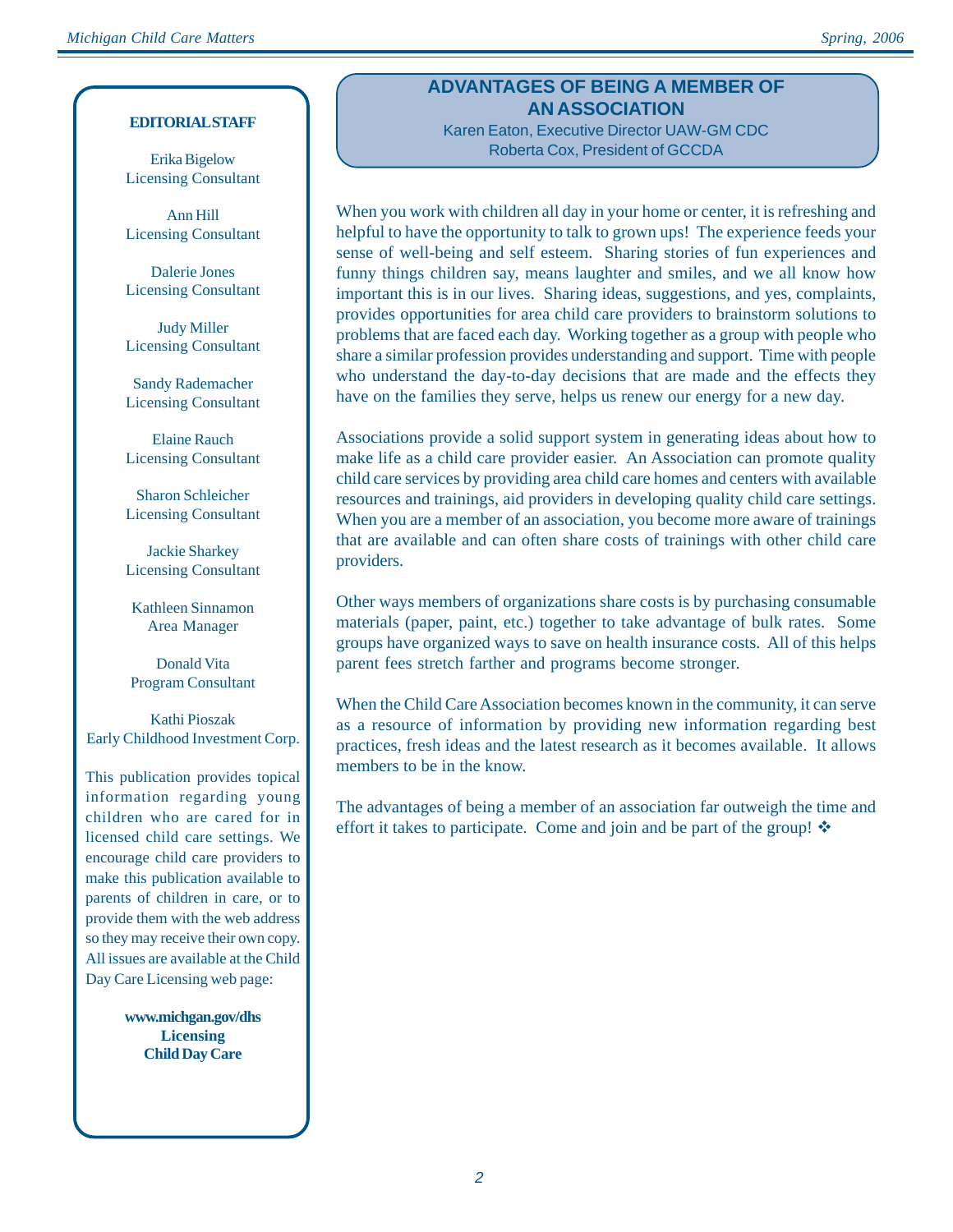**EDITORIAL STAFF**

Erika Bigelow
Licensing Consultant

Ann Hill
Licensing Consultant

Dalerie Jones
Licensing Consultant

Judy Miller
Licensing Consultant

Sandy Rademacher
Licensing Consultant

Elaine Rauch
Licensing Consultant

Sharon Schleicher
Licensing Consultant

Jackie Sharkey
Licensing Consultant

Kathleen Sinnamon
Area Manager

Donald Vita
Program Consultant

Kathi Pioszak
Early Childhood Investment Corp.

This publication provides topical information regarding young children who are cared for in licensed child care settings. We encourage child care providers to make this publication available to parents of children in care, or to provide them with the web address so they may receive their own copy. All issues are available at the Child Day Care Licensing web page:

**www.michgan.gov/dhs**
**Licensing**
**Child Day Care**

## ADVANTAGES OF BEING A MEMBER OF AN ASSOCIATION

Karen Eaton, Executive Director UAW-GM CDC
Roberta Cox, President of GCCDA

When you work with children all day in your home or center, it is refreshing and helpful to have the opportunity to talk to grown ups! The experience feeds your sense of well-being and self esteem. Sharing stories of fun experiences and funny things children say, means laughter and smiles, and we all know how important this is in our lives. Sharing ideas, suggestions, and yes, complaints, provides opportunities for area child care providers to brainstorm solutions to problems that are faced each day. Working together as a group with people who share a similar profession provides understanding and support. Time with people who understand the day-to-day decisions that are made and the effects they have on the families they serve, helps us renew our energy for a new day.

Associations provide a solid support system in generating ideas about how to make life as a child care provider easier. An Association can promote quality child care services by providing area child care homes and centers with available resources and trainings, aid providers in developing quality child care settings. When you are a member of an association, you become more aware of trainings that are available and can often share costs of trainings with other child care providers.

Other ways members of organizations share costs is by purchasing consumable materials (paper, paint, etc.) together to take advantage of bulk rates. Some groups have organized ways to save on health insurance costs. All of this helps parent fees stretch farther and programs become stronger.

When the Child Care Association becomes known in the community, it can serve as a resource of information by providing new information regarding best practices, fresh ideas and the latest research as it becomes available. It allows members to be in the know.

The advantages of being a member of an association far outweigh the time and effort it takes to participate. Come and join and be part of the group! ❖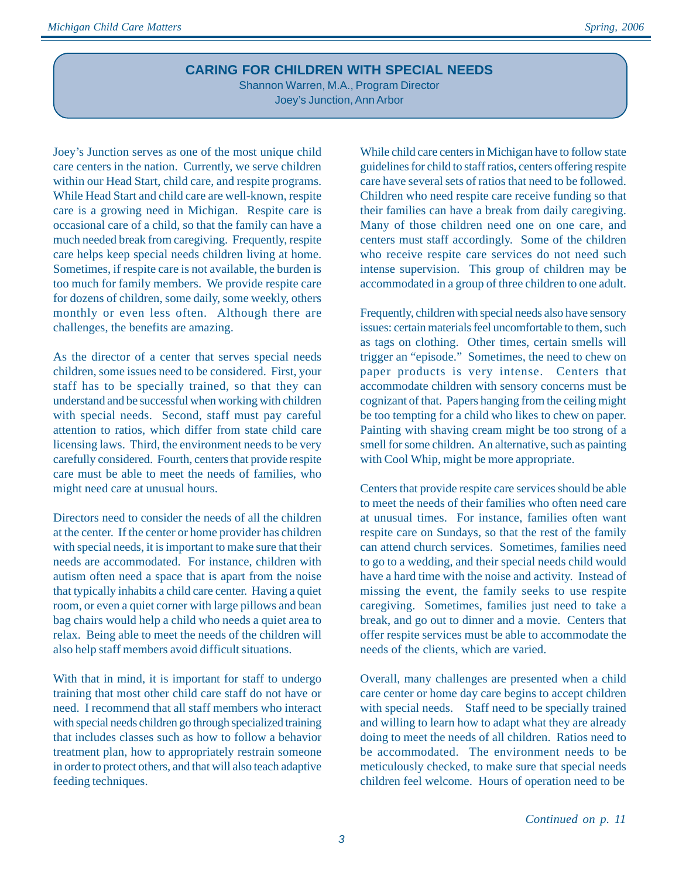## CARING FOR CHILDREN WITH SPECIAL NEEDS

Shannon Warren, M.A., Program Director
Joey's Junction, Ann Arbor

Joey's Junction serves as one of the most unique child care centers in the nation. Currently, we serve children within our Head Start, child care, and respite programs. While Head Start and child care are well-known, respite care is a growing need in Michigan. Respite care is occasional care of a child, so that the family can have a much needed break from caregiving. Frequently, respite care helps keep special needs children living at home. Sometimes, if respite care is not available, the burden is too much for family members. We provide respite care for dozens of children, some daily, some weekly, others monthly or even less often. Although there are challenges, the benefits are amazing.

As the director of a center that serves special needs children, some issues need to be considered. First, your staff has to be specially trained, so that they can understand and be successful when working with children with special needs. Second, staff must pay careful attention to ratios, which differ from state child care licensing laws. Third, the environment needs to be very carefully considered. Fourth, centers that provide respite care must be able to meet the needs of families, who might need care at unusual hours.

Directors need to consider the needs of all the children at the center. If the center or home provider has children with special needs, it is important to make sure that their needs are accommodated. For instance, children with autism often need a space that is apart from the noise that typically inhabits a child care center. Having a quiet room, or even a quiet corner with large pillows and bean bag chairs would help a child who needs a quiet area to relax. Being able to meet the needs of the children will also help staff members avoid difficult situations.

With that in mind, it is important for staff to undergo training that most other child care staff do not have or need. I recommend that all staff members who interact with special needs children go through specialized training that includes classes such as how to follow a behavior treatment plan, how to appropriately restrain someone in order to protect others, and that will also teach adaptive feeding techniques.

While child care centers in Michigan have to follow state guidelines for child to staff ratios, centers offering respite care have several sets of ratios that need to be followed. Children who need respite care receive funding so that their families can have a break from daily caregiving. Many of those children need one on one care, and centers must staff accordingly. Some of the children who receive respite care services do not need such intense supervision. This group of children may be accommodated in a group of three children to one adult.

Frequently, children with special needs also have sensory issues: certain materials feel uncomfortable to them, such as tags on clothing. Other times, certain smells will trigger an "episode." Sometimes, the need to chew on paper products is very intense. Centers that accommodate children with sensory concerns must be cognizant of that. Papers hanging from the ceiling might be too tempting for a child who likes to chew on paper. Painting with shaving cream might be too strong of a smell for some children. An alternative, such as painting with Cool Whip, might be more appropriate.

Centers that provide respite care services should be able to meet the needs of their families who often need care at unusual times. For instance, families often want respite care on Sundays, so that the rest of the family can attend church services. Sometimes, families need to go to a wedding, and their special needs child would have a hard time with the noise and activity. Instead of missing the event, the family seeks to use respite caregiving. Sometimes, families just need to take a break, and go out to dinner and a movie. Centers that offer respite services must be able to accommodate the needs of the clients, which are varied.

Overall, many challenges are presented when a child care center or home day care begins to accept children with special needs. Staff need to be specially trained and willing to learn how to adapt what they are already doing to meet the needs of all children. Ratios need to be accommodated. The environment needs to be meticulously checked, to make sure that special needs children feel welcome. Hours of operation need to be

*Continued on p. 11*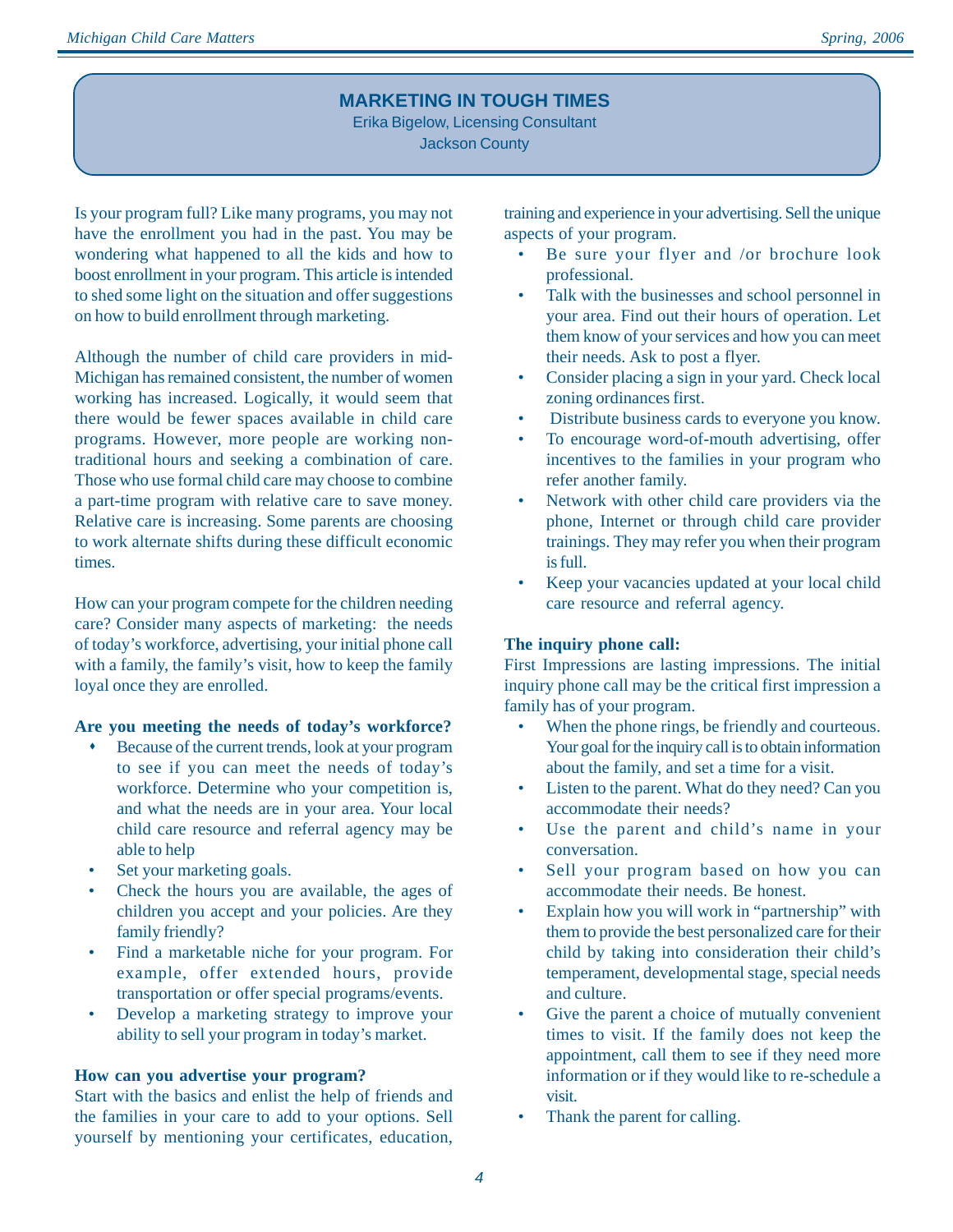## MARKETING IN TOUGH TIMES

Erika Bigelow, Licensing Consultant
Jackson County

Is your program full? Like many programs, you may not have the enrollment you had in the past. You may be wondering what happened to all the kids and how to boost enrollment in your program. This article is intended to shed some light on the situation and offer suggestions on how to build enrollment through marketing.

Although the number of child care providers in mid-Michigan has remained consistent, the number of women working has increased. Logically, it would seem that there would be fewer spaces available in child care programs. However, more people are working non-traditional hours and seeking a combination of care. Those who use formal child care may choose to combine a part-time program with relative care to save money. Relative care is increasing. Some parents are choosing to work alternate shifts during these difficult economic times.

How can your program compete for the children needing care? Consider many aspects of marketing: the needs of today's workforce, advertising, your initial phone call with a family, the family's visit, how to keep the family loyal once they are enrolled.

**Are you meeting the needs of today's workforce?**

- Because of the current trends, look at your program to see if you can meet the needs of today's workforce. Determine who your competition is, and what the needs are in your area. Your local child care resource and referral agency may be able to help
- Set your marketing goals.
- Check the hours you are available, the ages of children you accept and your policies. Are they family friendly?
- Find a marketable niche for your program. For example, offer extended hours, provide transportation or offer special programs/events.
- Develop a marketing strategy to improve your ability to sell your program in today's market.

**How can you advertise your program?**

Start with the basics and enlist the help of friends and the families in your care to add to your options. Sell yourself by mentioning your certificates, education, training and experience in your advertising. Sell the unique aspects of your program.

- Be sure your flyer and /or brochure look professional.
- Talk with the businesses and school personnel in your area. Find out their hours of operation. Let them know of your services and how you can meet their needs. Ask to post a flyer.
- Consider placing a sign in your yard. Check local zoning ordinances first.
- Distribute business cards to everyone you know.
- To encourage word-of-mouth advertising, offer incentives to the families in your program who refer another family.
- Network with other child care providers via the phone, Internet or through child care provider trainings. They may refer you when their program is full.
- Keep your vacancies updated at your local child care resource and referral agency.

**The inquiry phone call:**

First Impressions are lasting impressions. The initial inquiry phone call may be the critical first impression a family has of your program.

- When the phone rings, be friendly and courteous. Your goal for the inquiry call is to obtain information about the family, and set a time for a visit.
- Listen to the parent. What do they need? Can you accommodate their needs?
- Use the parent and child's name in your conversation.
- Sell your program based on how you can accommodate their needs. Be honest.
- Explain how you will work in "partnership" with them to provide the best personalized care for their child by taking into consideration their child's temperament, developmental stage, special needs and culture.
- Give the parent a choice of mutually convenient times to visit. If the family does not keep the appointment, call them to see if they need more information or if they would like to re-schedule a visit.
- Thank the parent for calling.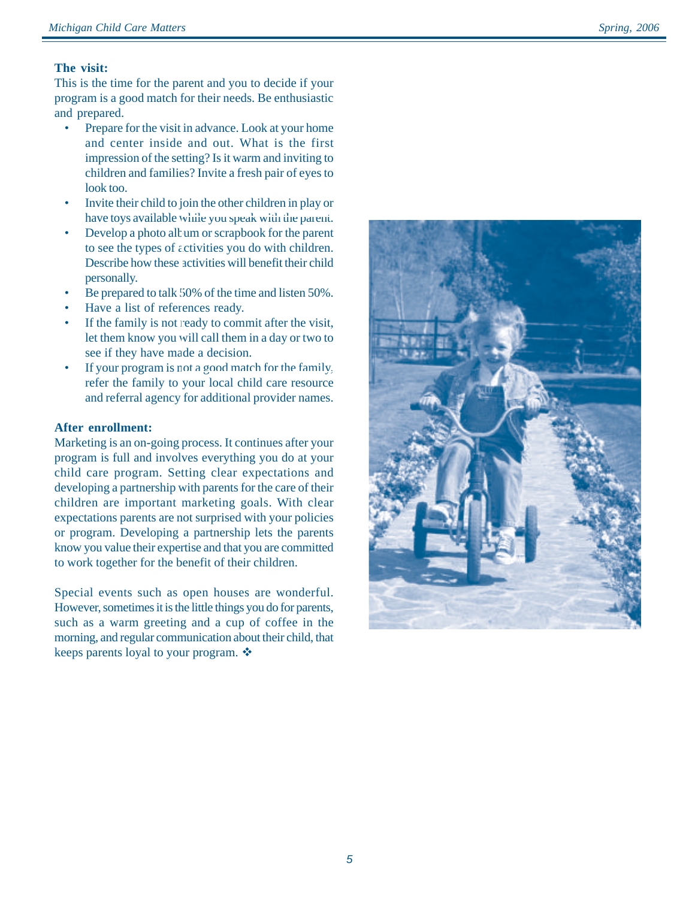**The visit:**

This is the time for the parent and you to decide if your program is a good match for their needs. Be enthusiastic and prepared.

- Prepare for the visit in advance. Look at your home and center inside and out. What is the first impression of the setting? Is it warm and inviting to children and families? Invite a fresh pair of eyes to look too.
- Invite their child to join the other children in play or have toys available while you speak with the parent.
- Develop a photo album or scrapbook for the parent to see the types of activities you do with children. Describe how these activities will benefit their child personally.
- Be prepared to talk 50% of the time and listen 50%.
- Have a list of references ready.
- If the family is not ready to commit after the visit, let them know you will call them in a day or two to see if they have made a decision.
- If your program is not a good match for the family, refer the family to your local child care resource and referral agency for additional provider names.

**After enrollment:**

Marketing is an on-going process. It continues after your program is full and involves everything you do at your child care program. Setting clear expectations and developing a partnership with parents for the care of their children are important marketing goals. With clear expectations parents are not surprised with your policies or program. Developing a partnership lets the parents know you value their expertise and that you are committed to work together for the benefit of their children.

Special events such as open houses are wonderful. However, sometimes it is the little things you do for parents, such as a warm greeting and a cup of coffee in the morning, and regular communication about their child, that keeps parents loyal to your program. ❖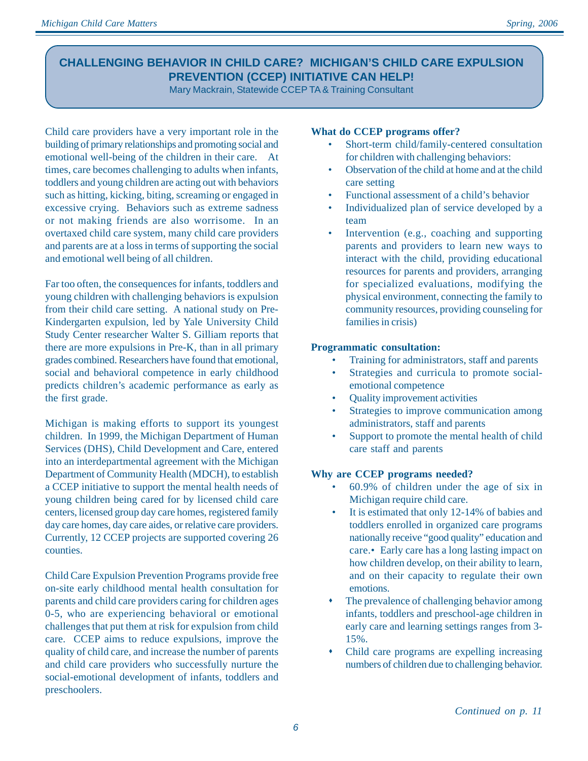## CHALLENGING BEHAVIOR IN CHILD CARE? MICHIGAN'S CHILD CARE EXPULSION PREVENTION (CCEP) INITIATIVE CAN HELP!

Mary Mackrain, Statewide CCEP TA & Training Consultant

Child care providers have a very important role in the building of primary relationships and promoting social and emotional well-being of the children in their care. At times, care becomes challenging to adults when infants, toddlers and young children are acting out with behaviors such as hitting, kicking, biting, screaming or engaged in excessive crying. Behaviors such as extreme sadness or not making friends are also worrisome. In an overtaxed child care system, many child care providers and parents are at a loss in terms of supporting the social and emotional well being of all children.

Far too often, the consequences for infants, toddlers and young children with challenging behaviors is expulsion from their child care setting. A national study on Pre-Kindergarten expulsion, led by Yale University Child Study Center researcher Walter S. Gilliam reports that there are more expulsions in Pre-K, than in all primary grades combined. Researchers have found that emotional, social and behavioral competence in early childhood predicts children's academic performance as early as the first grade.

Michigan is making efforts to support its youngest children. In 1999, the Michigan Department of Human Services (DHS), Child Development and Care, entered into an interdepartmental agreement with the Michigan Department of Community Health (MDCH), to establish a CCEP initiative to support the mental health needs of young children being cared for by licensed child care centers, licensed group day care homes, registered family day care homes, day care aides, or relative care providers. Currently, 12 CCEP projects are supported covering 26 counties.

Child Care Expulsion Prevention Programs provide free on-site early childhood mental health consultation for parents and child care providers caring for children ages 0-5, who are experiencing behavioral or emotional challenges that put them at risk for expulsion from child care. CCEP aims to reduce expulsions, improve the quality of child care, and increase the number of parents and child care providers who successfully nurture the social-emotional development of infants, toddlers and preschoolers.

**What do CCEP programs offer?**

- Short-term child/family-centered consultation for children with challenging behaviors:
- Observation of the child at home and at the child care setting
- Functional assessment of a child's behavior
- Individualized plan of service developed by a team
- Intervention (e.g., coaching and supporting parents and providers to learn new ways to interact with the child, providing educational resources for parents and providers, arranging for specialized evaluations, modifying the physical environment, connecting the family to community resources, providing counseling for families in crisis)

**Programmatic consultation:**

- Training for administrators, staff and parents
- Strategies and curricula to promote social-emotional competence
- Quality improvement activities
- Strategies to improve communication among administrators, staff and parents
- Support to promote the mental health of child care staff and parents

**Why are CCEP programs needed?**

- 60.9% of children under the age of six in Michigan require child care.
- It is estimated that only 12-14% of babies and toddlers enrolled in organized care programs nationally receive "good quality" education and care.• Early care has a long lasting impact on how children develop, on their ability to learn, and on their capacity to regulate their own emotions.
- The prevalence of challenging behavior among infants, toddlers and preschool-age children in early care and learning settings ranges from 3-15%.
- Child care programs are expelling increasing numbers of children due to challenging behavior.

*Continued on p. 11*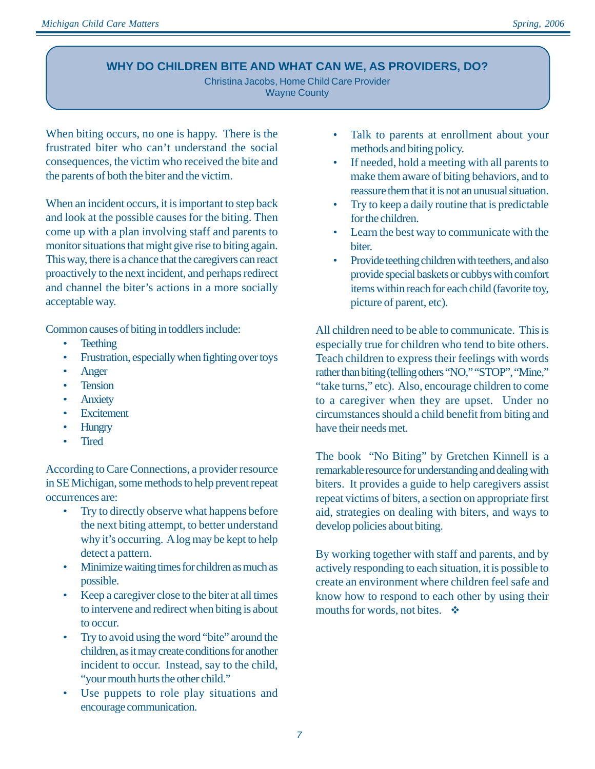## WHY DO CHILDREN BITE AND WHAT CAN WE, AS PROVIDERS, DO?

Christina Jacobs, Home Child Care Provider
Wayne County

When biting occurs, no one is happy. There is the frustrated biter who can't understand the social consequences, the victim who received the bite and the parents of both the biter and the victim.

When an incident occurs, it is important to step back and look at the possible causes for the biting. Then come up with a plan involving staff and parents to monitor situations that might give rise to biting again. This way, there is a chance that the caregivers can react proactively to the next incident, and perhaps redirect and channel the biter's actions in a more socially acceptable way.

Common causes of biting in toddlers include:

- Teething
- Frustration, especially when fighting over toys
- Anger
- Tension
- Anxiety
- Excitement
- Hungry
- Tired

According to Care Connections, a provider resource in SE Michigan, some methods to help prevent repeat occurrences are:

- Try to directly observe what happens before the next biting attempt, to better understand why it's occurring. A log may be kept to help detect a pattern.
- Minimize waiting times for children as much as possible.
- Keep a caregiver close to the biter at all times to intervene and redirect when biting is about to occur.
- Try to avoid using the word "bite" around the children, as it may create conditions for another incident to occur. Instead, say to the child, "your mouth hurts the other child."
- Use puppets to role play situations and encourage communication.
- Talk to parents at enrollment about your methods and biting policy.
- If needed, hold a meeting with all parents to make them aware of biting behaviors, and to reassure them that it is not an unusual situation.
- Try to keep a daily routine that is predictable for the children.
- Learn the best way to communicate with the biter.
- Provide teething children with teethers, and also provide special baskets or cubbys with comfort items within reach for each child (favorite toy, picture of parent, etc).

All children need to be able to communicate. This is especially true for children who tend to bite others. Teach children to express their feelings with words rather than biting (telling others "NO," "STOP", "Mine," "take turns," etc). Also, encourage children to come to a caregiver when they are upset. Under no circumstances should a child benefit from biting and have their needs met.

The book "No Biting" by Gretchen Kinnell is a remarkable resource for understanding and dealing with biters. It provides a guide to help caregivers assist repeat victims of biters, a section on appropriate first aid, strategies on dealing with biters, and ways to develop policies about biting.

By working together with staff and parents, and by actively responding to each situation, it is possible to create an environment where children feel safe and know how to respond to each other by using their mouths for words, not bites. ❖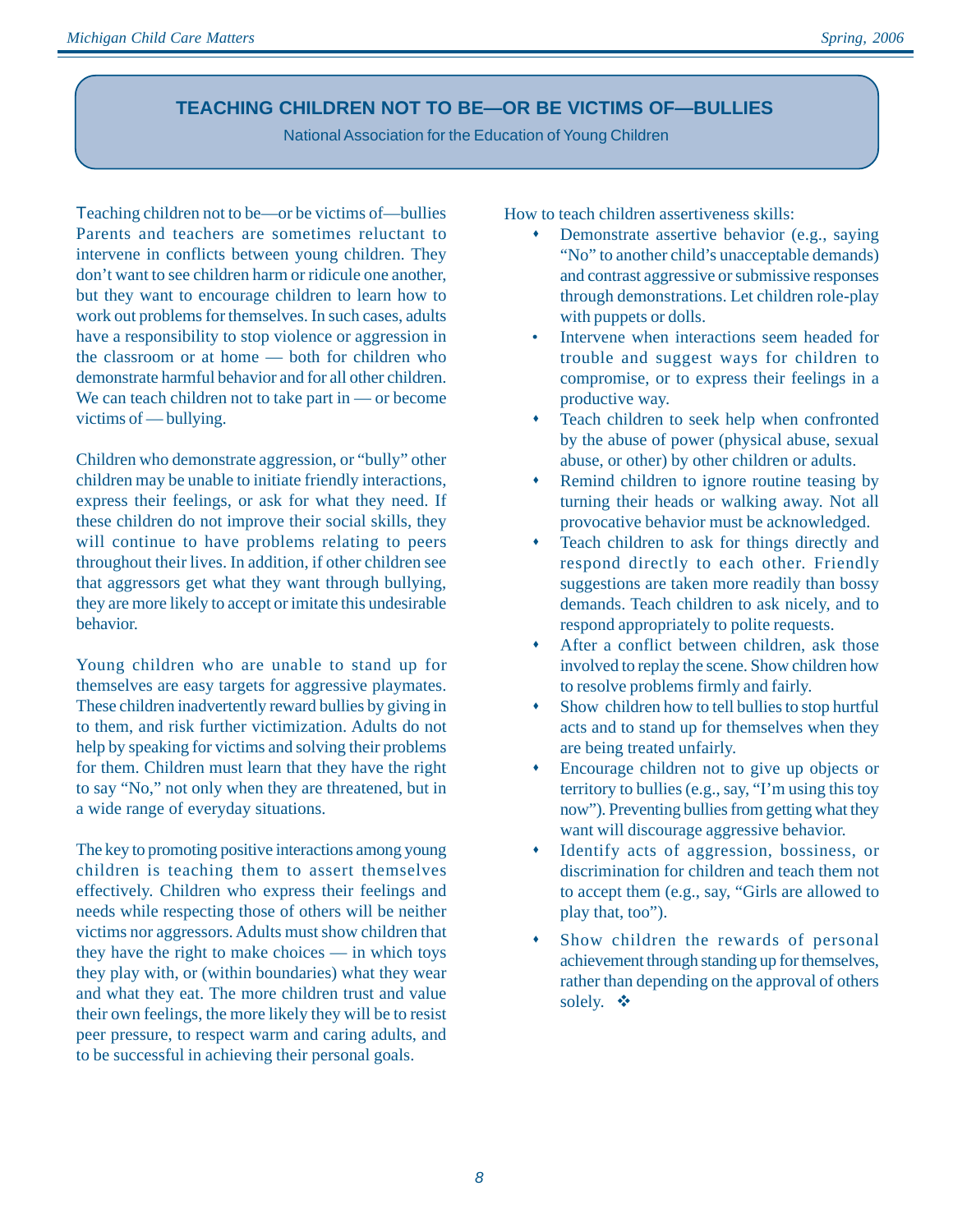## TEACHING CHILDREN NOT TO BE—OR BE VICTIMS OF—BULLIES

National Association for the Education of Young Children

Teaching children not to be—or be victims of—bullies Parents and teachers are sometimes reluctant to intervene in conflicts between young children. They don't want to see children harm or ridicule one another, but they want to encourage children to learn how to work out problems for themselves. In such cases, adults have a responsibility to stop violence or aggression in the classroom or at home — both for children who demonstrate harmful behavior and for all other children. We can teach children not to take part in — or become victims of — bullying.

Children who demonstrate aggression, or "bully" other children may be unable to initiate friendly interactions, express their feelings, or ask for what they need. If these children do not improve their social skills, they will continue to have problems relating to peers throughout their lives. In addition, if other children see that aggressors get what they want through bullying, they are more likely to accept or imitate this undesirable behavior.

Young children who are unable to stand up for themselves are easy targets for aggressive playmates. These children inadvertently reward bullies by giving in to them, and risk further victimization. Adults do not help by speaking for victims and solving their problems for them. Children must learn that they have the right to say "No," not only when they are threatened, but in a wide range of everyday situations.

The key to promoting positive interactions among young children is teaching them to assert themselves effectively. Children who express their feelings and needs while respecting those of others will be neither victims nor aggressors. Adults must show children that they have the right to make choices — in which toys they play with, or (within boundaries) what they wear and what they eat. The more children trust and value their own feelings, the more likely they will be to resist peer pressure, to respect warm and caring adults, and to be successful in achieving their personal goals.

How to teach children assertiveness skills:

- Demonstrate assertive behavior (e.g., saying "No" to another child's unacceptable demands) and contrast aggressive or submissive responses through demonstrations. Let children role-play with puppets or dolls.
- Intervene when interactions seem headed for trouble and suggest ways for children to compromise, or to express their feelings in a productive way.
- Teach children to seek help when confronted by the abuse of power (physical abuse, sexual abuse, or other) by other children or adults.
- Remind children to ignore routine teasing by turning their heads or walking away. Not all provocative behavior must be acknowledged.
- Teach children to ask for things directly and respond directly to each other. Friendly suggestions are taken more readily than bossy demands. Teach children to ask nicely, and to respond appropriately to polite requests.
- After a conflict between children, ask those involved to replay the scene. Show children how to resolve problems firmly and fairly.
- Show children how to tell bullies to stop hurtful acts and to stand up for themselves when they are being treated unfairly.
- Encourage children not to give up objects or territory to bullies (e.g., say, "I'm using this toy now"). Preventing bullies from getting what they want will discourage aggressive behavior.
- Identify acts of aggression, bossiness, or discrimination for children and teach them not to accept them (e.g., say, "Girls are allowed to play that, too").
- Show children the rewards of personal achievement through standing up for themselves, rather than depending on the approval of others solely. ❖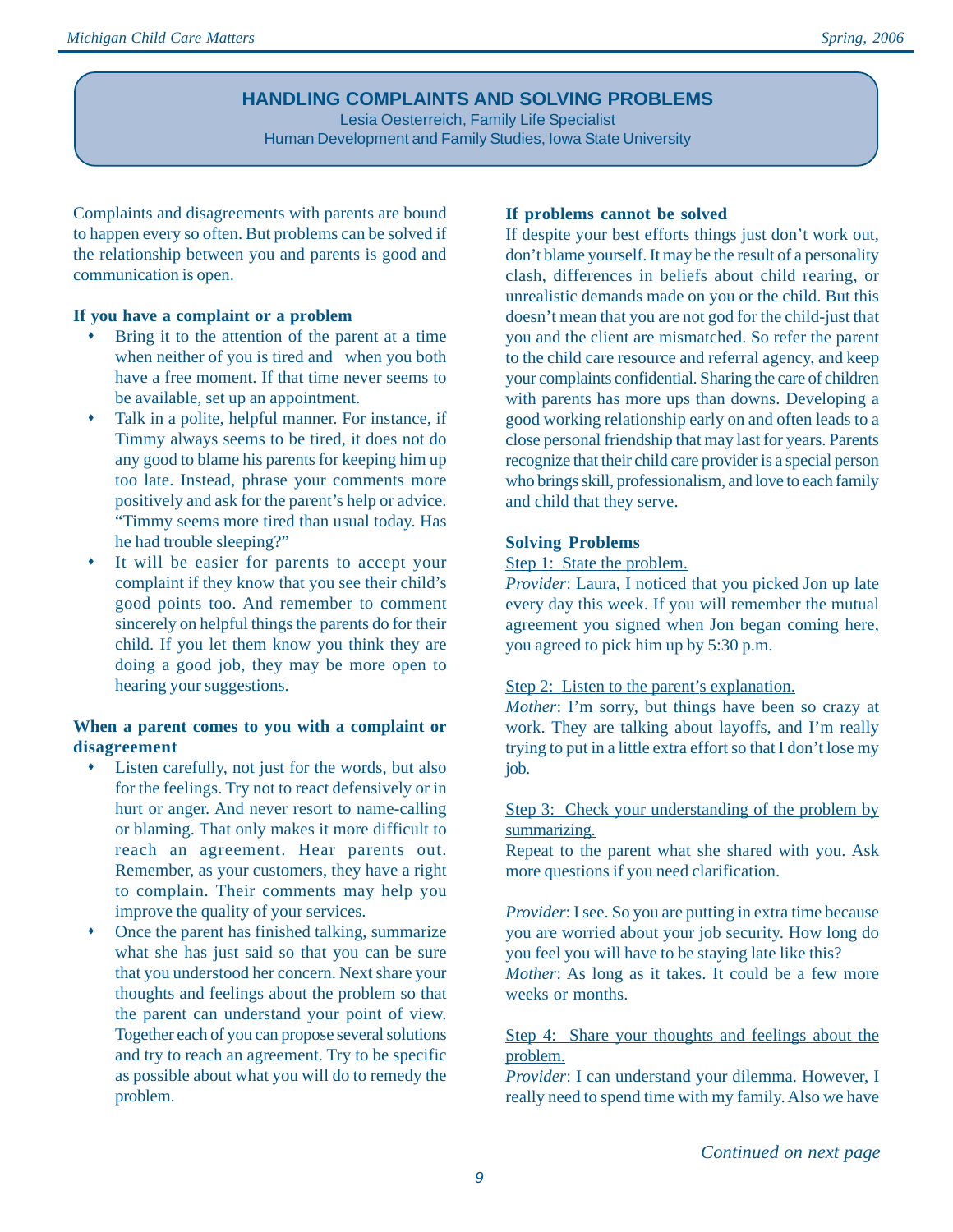## HANDLING COMPLAINTS AND SOLVING PROBLEMS

Lesia Oesterreich, Family Life Specialist
Human Development and Family Studies, Iowa State University

Complaints and disagreements with parents are bound to happen every so often. But problems can be solved if the relationship between you and parents is good and communication is open.

**If you have a complaint or a problem**

- Bring it to the attention of the parent at a time when neither of you is tired and when you both have a free moment. If that time never seems to be available, set up an appointment.
- Talk in a polite, helpful manner. For instance, if Timmy always seems to be tired, it does not do any good to blame his parents for keeping him up too late. Instead, phrase your comments more positively and ask for the parent's help or advice. "Timmy seems more tired than usual today. Has he had trouble sleeping?"
- It will be easier for parents to accept your complaint if they know that you see their child's good points too. And remember to comment sincerely on helpful things the parents do for their child. If you let them know you think they are doing a good job, they may be more open to hearing your suggestions.

**When a parent comes to you with a complaint or disagreement**

- Listen carefully, not just for the words, but also for the feelings. Try not to react defensively or in hurt or anger. And never resort to name-calling or blaming. That only makes it more difficult to reach an agreement. Hear parents out. Remember, as your customers, they have a right to complain. Their comments may help you improve the quality of your services.
- Once the parent has finished talking, summarize what she has just said so that you can be sure that you understood her concern. Next share your thoughts and feelings about the problem so that the parent can understand your point of view. Together each of you can propose several solutions and try to reach an agreement. Try to be specific as possible about what you will do to remedy the problem.

**If problems cannot be solved**

If despite your best efforts things just don't work out, don't blame yourself. It may be the result of a personality clash, differences in beliefs about child rearing, or unrealistic demands made on you or the child. But this doesn't mean that you are not god for the child-just that you and the client are mismatched. So refer the parent to the child care resource and referral agency, and keep your complaints confidential. Sharing the care of children with parents has more ups than downs. Developing a good working relationship early on and often leads to a close personal friendship that may last for years. Parents recognize that their child care provider is a special person who brings skill, professionalism, and love to each family and child that they serve.

**Solving Problems**

<u>Step 1: State the problem.</u>

*Provider*: Laura, I noticed that you picked Jon up late every day this week. If you will remember the mutual agreement you signed when Jon began coming here, you agreed to pick him up by 5:30 p.m.

<u>Step 2: Listen to the parent's explanation.</u>

*Mother*: I'm sorry, but things have been so crazy at work. They are talking about layoffs, and I'm really trying to put in a little extra effort so that I don't lose my job.

<u>Step 3: Check your understanding of the problem by summarizing.</u>

Repeat to the parent what she shared with you. Ask more questions if you need clarification.

*Provider*: I see. So you are putting in extra time because you are worried about your job security. How long do you feel you will have to be staying late like this?

*Mother*: As long as it takes. It could be a few more weeks or months.

<u>Step 4: Share your thoughts and feelings about the problem.</u>

*Provider*: I can understand your dilemma. However, I really need to spend time with my family. Also we have

*Continued on next page*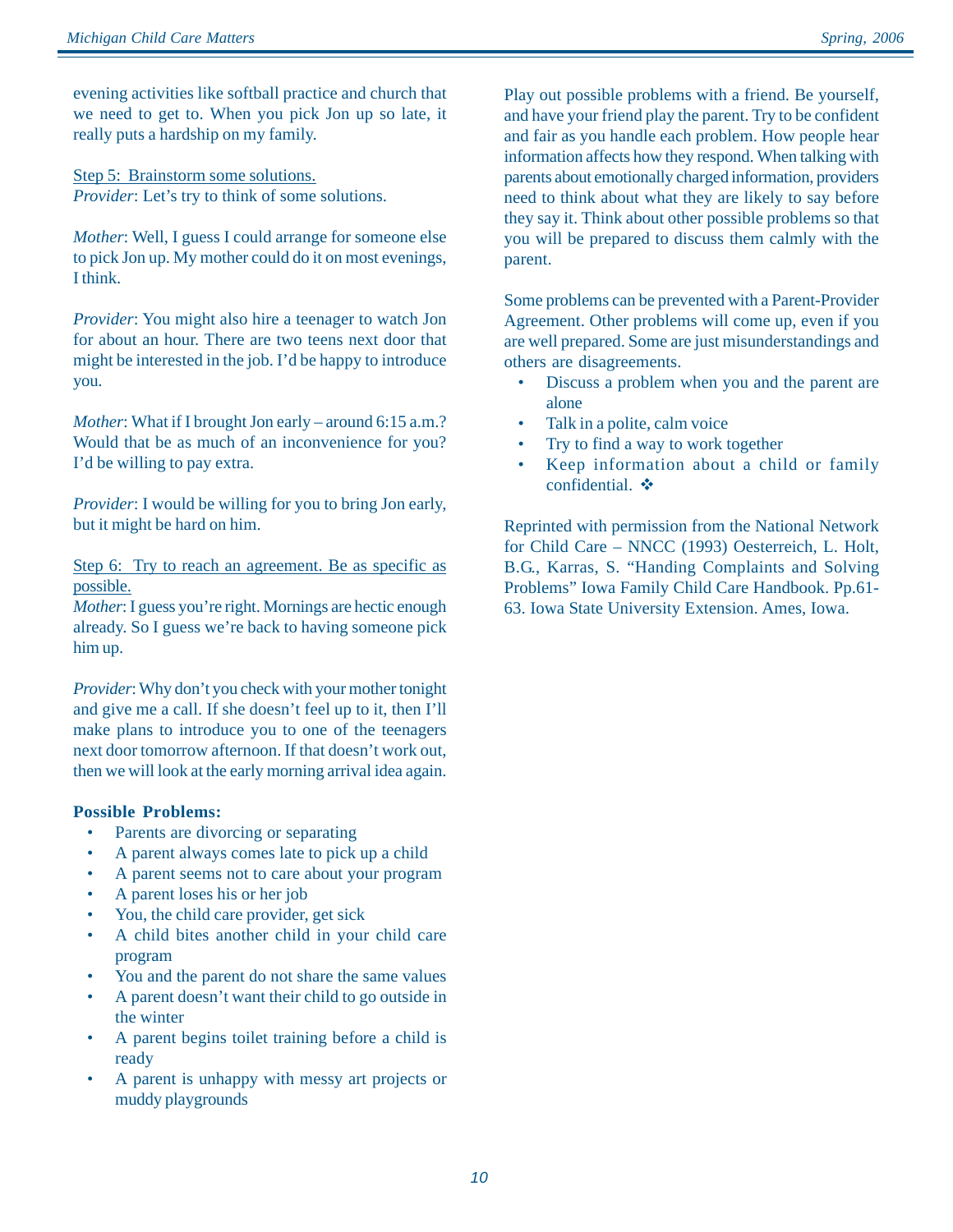evening activities like softball practice and church that we need to get to. When you pick Jon up so late, it really puts a hardship on my family.

Step 5: Brainstorm some solutions.
*Provider*: Let's try to think of some solutions.

*Mother*: Well, I guess I could arrange for someone else to pick Jon up. My mother could do it on most evenings, I think.

*Provider*: You might also hire a teenager to watch Jon for about an hour. There are two teens next door that might be interested in the job. I'd be happy to introduce you.

*Mother*: What if I brought Jon early – around 6:15 a.m.? Would that be as much of an inconvenience for you? I'd be willing to pay extra.

*Provider*: I would be willing for you to bring Jon early, but it might be hard on him.

Step 6: Try to reach an agreement. Be as specific as possible.
*Mother*: I guess you're right. Mornings are hectic enough already. So I guess we're back to having someone pick him up.

*Provider*: Why don't you check with your mother tonight and give me a call. If she doesn't feel up to it, then I'll make plans to introduce you to one of the teenagers next door tomorrow afternoon. If that doesn't work out, then we will look at the early morning arrival idea again.

**Possible Problems:**

- Parents are divorcing or separating
- A parent always comes late to pick up a child
- A parent seems not to care about your program
- A parent loses his or her job
- You, the child care provider, get sick
- A child bites another child in your child care program
- You and the parent do not share the same values
- A parent doesn't want their child to go outside in the winter
- A parent begins toilet training before a child is ready
- A parent is unhappy with messy art projects or muddy playgrounds

Play out possible problems with a friend. Be yourself, and have your friend play the parent. Try to be confident and fair as you handle each problem. How people hear information affects how they respond. When talking with parents about emotionally charged information, providers need to think about what they are likely to say before they say it. Think about other possible problems so that you will be prepared to discuss them calmly with the parent.

Some problems can be prevented with a Parent-Provider Agreement. Other problems will come up, even if you are well prepared. Some are just misunderstandings and others are disagreements.

- Discuss a problem when you and the parent are alone
- Talk in a polite, calm voice
- Try to find a way to work together
- Keep information about a child or family confidential. ❖

Reprinted with permission from the National Network for Child Care – NNCC (1993) Oesterreich, L. Holt, B.G., Karras, S. "Handing Complaints and Solving Problems" Iowa Family Child Care Handbook. Pp.61-63. Iowa State University Extension. Ames, Iowa.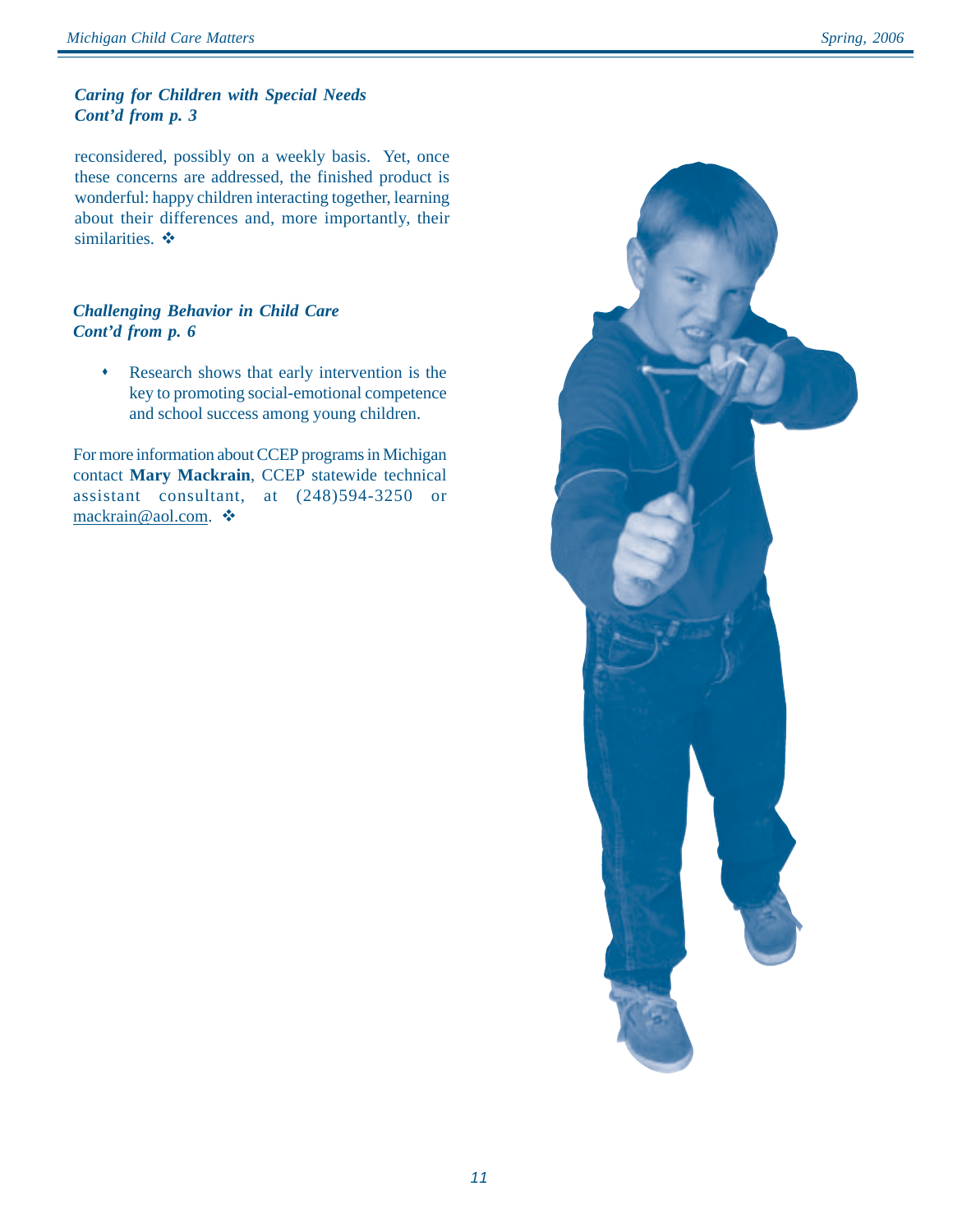### *Caring for Children with Special Needs Cont'd from p. 3*

reconsidered, possibly on a weekly basis. Yet, once these concerns are addressed, the finished product is wonderful: happy children interacting together, learning about their differences and, more importantly, their similarities. ❖

### *Challenging Behavior in Child Care Cont'd from p. 6*

- Research shows that early intervention is the key to promoting social-emotional competence and school success among young children.

For more information about CCEP programs in Michigan contact **Mary Mackrain**, CCEP statewide technical assistant consultant, at (248)594-3250 or mackrain@aol.com. ❖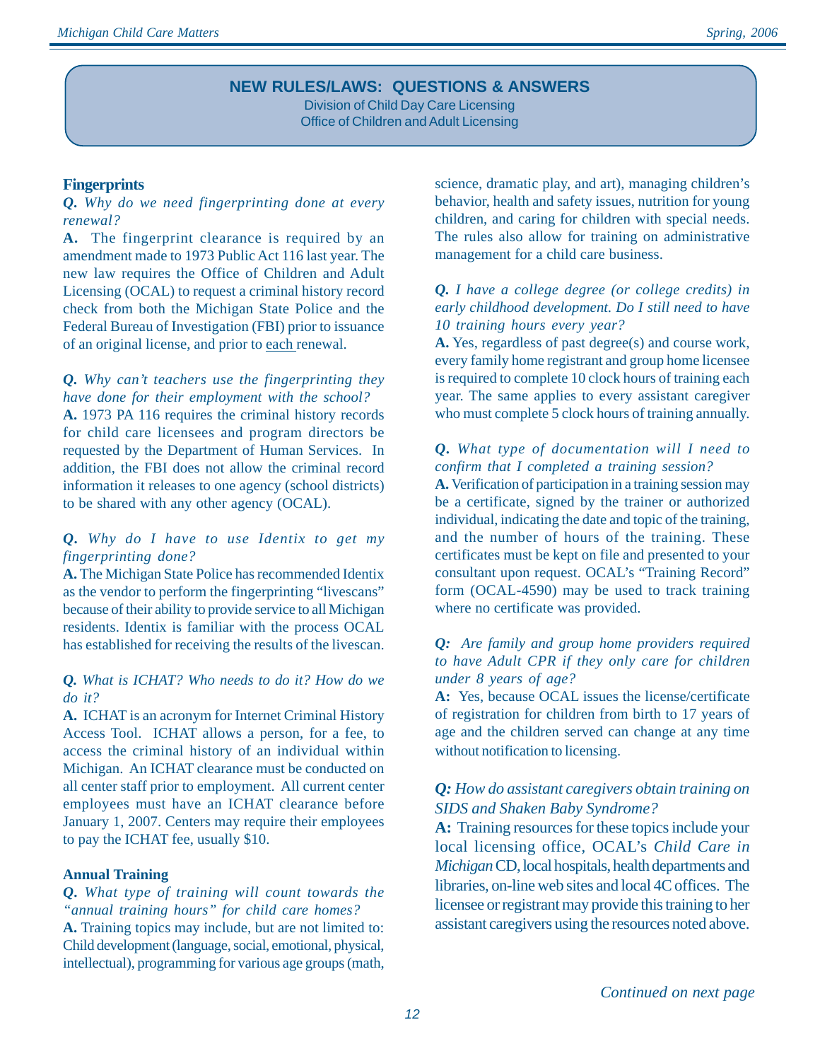# NEW RULES/LAWS: QUESTIONS & ANSWERS

Division of Child Day Care Licensing
Office of Children and Adult Licensing

## Fingerprints

***Q.*** *Why do we need fingerprinting done at every renewal?*

**A.** The fingerprint clearance is required by an amendment made to 1973 Public Act 116 last year. The new law requires the Office of Children and Adult Licensing (OCAL) to request a criminal history record check from both the Michigan State Police and the Federal Bureau of Investigation (FBI) prior to issuance of an original license, and prior to each renewal.

***Q.*** *Why can't teachers use the fingerprinting they have done for their employment with the school?*

**A.** 1973 PA 116 requires the criminal history records for child care licensees and program directors be requested by the Department of Human Services. In addition, the FBI does not allow the criminal record information it releases to one agency (school districts) to be shared with any other agency (OCAL).

***Q.*** *Why do I have to use Identix to get my fingerprinting done?*

**A.** The Michigan State Police has recommended Identix as the vendor to perform the fingerprinting "livescans" because of their ability to provide service to all Michigan residents. Identix is familiar with the process OCAL has established for receiving the results of the livescan.

***Q.*** *What is ICHAT? Who needs to do it? How do we do it?*

**A.** ICHAT is an acronym for Internet Criminal History Access Tool. ICHAT allows a person, for a fee, to access the criminal history of an individual within Michigan. An ICHAT clearance must be conducted on all center staff prior to employment. All current center employees must have an ICHAT clearance before January 1, 2007. Centers may require their employees to pay the ICHAT fee, usually $10.

## Annual Training

***Q.*** *What type of training will count towards the "annual training hours" for child care homes?*

**A.** Training topics may include, but are not limited to: Child development (language, social, emotional, physical, intellectual), programming for various age groups (math, science, dramatic play, and art), managing children's behavior, health and safety issues, nutrition for young children, and caring for children with special needs. The rules also allow for training on administrative management for a child care business.

***Q.*** *I have a college degree (or college credits) in early childhood development. Do I still need to have 10 training hours every year?*

**A.** Yes, regardless of past degree(s) and course work, every family home registrant and group home licensee is required to complete 10 clock hours of training each year. The same applies to every assistant caregiver who must complete 5 clock hours of training annually.

***Q.*** *What type of documentation will I need to confirm that I completed a training session?*

**A.** Verification of participation in a training session may be a certificate, signed by the trainer or authorized individual, indicating the date and topic of the training, and the number of hours of the training. These certificates must be kept on file and presented to your consultant upon request. OCAL's "Training Record" form (OCAL-4590) may be used to track training where no certificate was provided.

***Q:*** *Are family and group home providers required to have Adult CPR if they only care for children under 8 years of age?*

**A:** Yes, because OCAL issues the license/certificate of registration for children from birth to 17 years of age and the children served can change at any time without notification to licensing.

***Q:*** *How do assistant caregivers obtain training on SIDS and Shaken Baby Syndrome?*

**A:** Training resources for these topics include your local licensing office, OCAL's *Child Care in Michigan* CD, local hospitals, health departments and libraries, on-line web sites and local 4C offices. The licensee or registrant may provide this training to her assistant caregivers using the resources noted above.

*Continued on next page*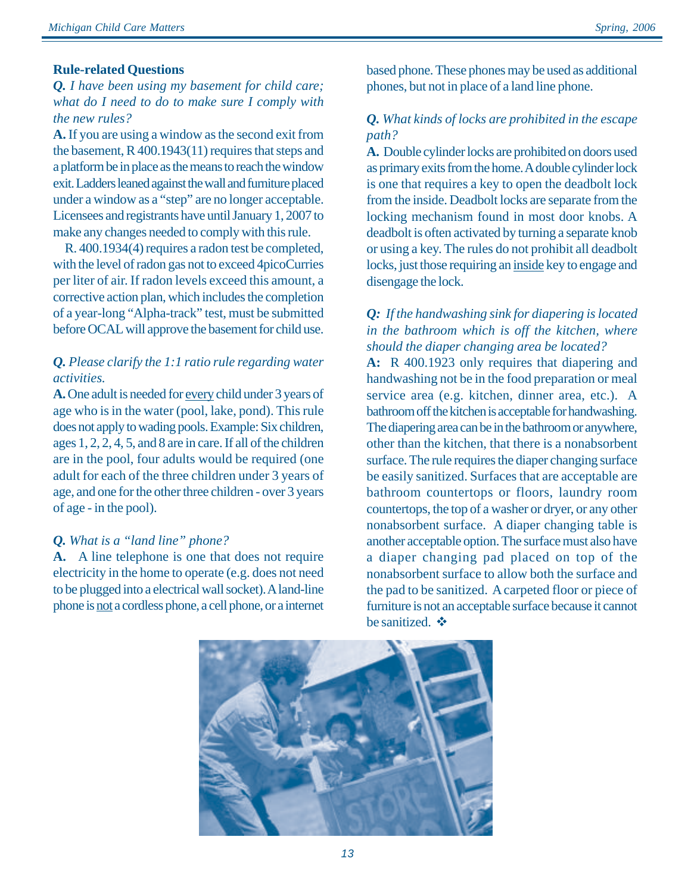## Rule-related Questions

***Q.*** *I have been using my basement for child care; what do I need to do to make sure I comply with the new rules?*

**A.** If you are using a window as the second exit from the basement, R 400.1943(11) requires that steps and a platform be in place as the means to reach the window exit. Ladders leaned against the wall and furniture placed under a window as a "step" are no longer acceptable. Licensees and registrants have until January 1, 2007 to make any changes needed to comply with this rule.

R. 400.1934(4) requires a radon test be completed, with the level of radon gas not to exceed 4picoCurries per liter of air. If radon levels exceed this amount, a corrective action plan, which includes the completion of a year-long "Alpha-track" test, must be submitted before OCAL will approve the basement for child use.

***Q.*** *Please clarify the 1:1 ratio rule regarding water activities.*

**A.** One adult is needed for every child under 3 years of age who is in the water (pool, lake, pond). This rule does not apply to wading pools. Example: Six children, ages 1, 2, 2, 4, 5, and 8 are in care. If all of the children are in the pool, four adults would be required (one adult for each of the three children under 3 years of age, and one for the other three children - over 3 years of age - in the pool).

***Q.*** *What is a "land line" phone?*

**A.** A line telephone is one that does not require electricity in the home to operate (e.g. does not need to be plugged into a electrical wall socket). A land-line phone is not a cordless phone, a cell phone, or a internet based phone. These phones may be used as additional phones, but not in place of a land line phone.

***Q.*** *What kinds of locks are prohibited in the escape path?*

**A.** Double cylinder locks are prohibited on doors used as primary exits from the home. A double cylinder lock is one that requires a key to open the deadbolt lock from the inside. Deadbolt locks are separate from the locking mechanism found in most door knobs. A deadbolt is often activated by turning a separate knob or using a key. The rules do not prohibit all deadbolt locks, just those requiring an inside key to engage and disengage the lock.

***Q:*** *If the handwashing sink for diapering is located in the bathroom which is off the kitchen, where should the diaper changing area be located?*

**A:** R 400.1923 only requires that diapering and handwashing not be in the food preparation or meal service area (e.g. kitchen, dinner area, etc.). A bathroom off the kitchen is acceptable for handwashing. The diapering area can be in the bathroom or anywhere, other than the kitchen, that there is a nonabsorbent surface. The rule requires the diaper changing surface be easily sanitized. Surfaces that are acceptable are bathroom countertops or floors, laundry room countertops, the top of a washer or dryer, or any other nonabsorbent surface. A diaper changing table is another acceptable option. The surface must also have a diaper changing pad placed on top of the nonabsorbent surface to allow both the surface and the pad to be sanitized. A carpeted floor or piece of furniture is not an acceptable surface because it cannot be sanitized. ❖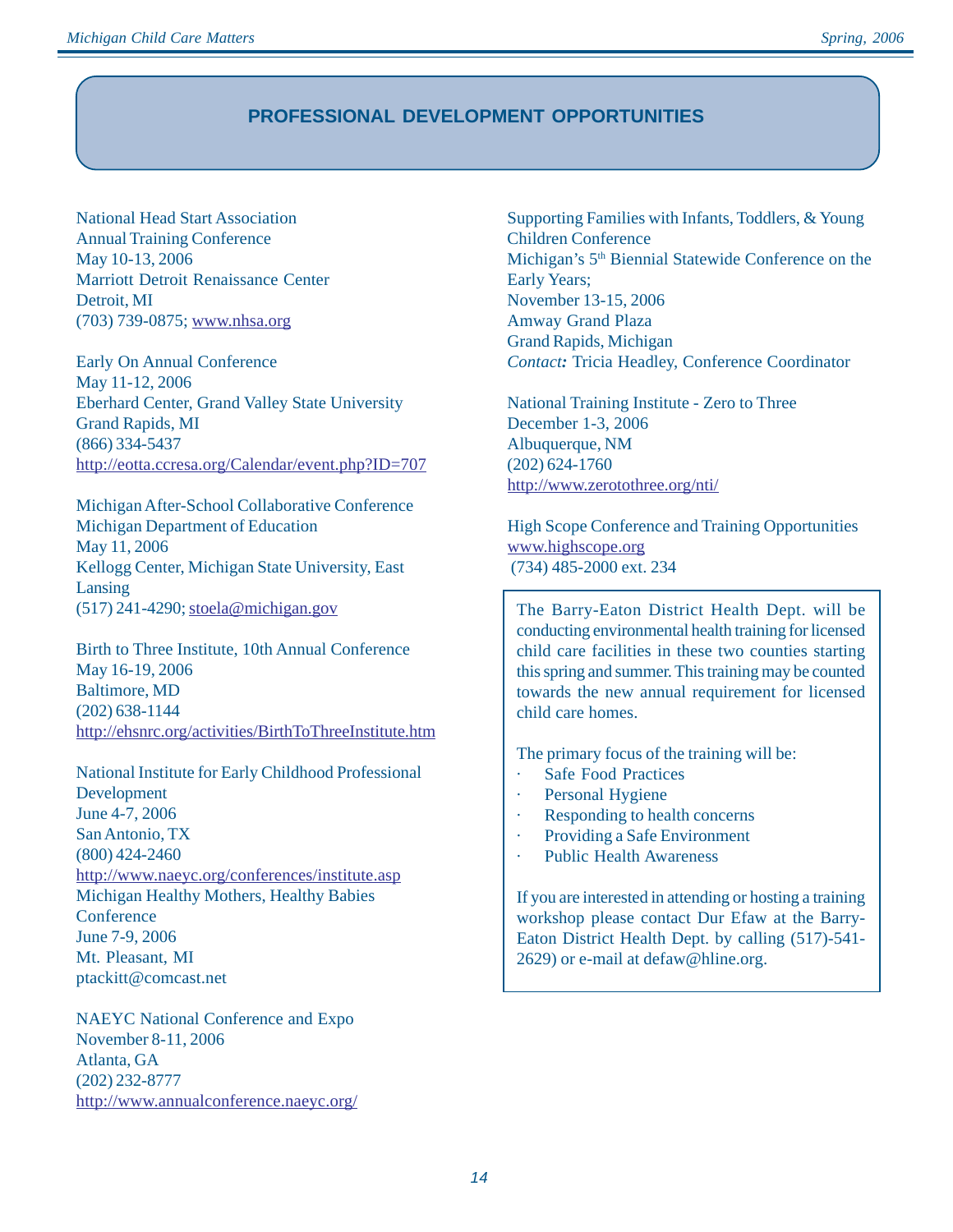## PROFESSIONAL DEVELOPMENT OPPORTUNITIES

National Head Start Association
Annual Training Conference
May 10-13, 2006
Marriott Detroit Renaissance Center
Detroit, MI
(703) 739-0875; www.nhsa.org

Early On Annual Conference
May 11-12, 2006
Eberhard Center, Grand Valley State University
Grand Rapids, MI
(866) 334-5437
http://eotta.ccresa.org/Calendar/event.php?ID=707

Michigan After-School Collaborative Conference
Michigan Department of Education
May 11, 2006
Kellogg Center, Michigan State University, East Lansing
(517) 241-4290; stoela@michigan.gov

Birth to Three Institute, 10th Annual Conference
May 16-19, 2006
Baltimore, MD
(202) 638-1144
http://ehsnrc.org/activities/BirthToThreeInstitute.htm

National Institute for Early Childhood Professional Development
June 4-7, 2006
San Antonio, TX
(800) 424-2460
http://www.naeyc.org/conferences/institute.asp

Michigan Healthy Mothers, Healthy Babies Conference
June 7-9, 2006
Mt. Pleasant, MI
ptackitt@comcast.net

NAEYC National Conference and Expo
November 8-11, 2006
Atlanta, GA
(202) 232-8777
http://www.annualconference.naeyc.org/

Supporting Families with Infants, Toddlers, & Young Children Conference
Michigan's 5th Biennial Statewide Conference on the Early Years;
November 13-15, 2006
Amway Grand Plaza
Grand Rapids, Michigan
*Contact:* Tricia Headley, Conference Coordinator

National Training Institute - Zero to Three
December 1-3, 2006
Albuquerque, NM
(202) 624-1760
http://www.zerotothree.org/nti/

High Scope Conference and Training Opportunities
www.highscope.org
(734) 485-2000 ext. 234

The Barry-Eaton District Health Dept. will be conducting environmental health training for licensed child care facilities in these two counties starting this spring and summer. This training may be counted towards the new annual requirement for licensed child care homes.

The primary focus of the training will be:

- Safe Food Practices
- Personal Hygiene
- Responding to health concerns
- Providing a Safe Environment
- Public Health Awareness

If you are interested in attending or hosting a training workshop please contact Dur Efaw at the Barry-Eaton District Health Dept. by calling (517)-541-2629) or e-mail at defaw@hline.org.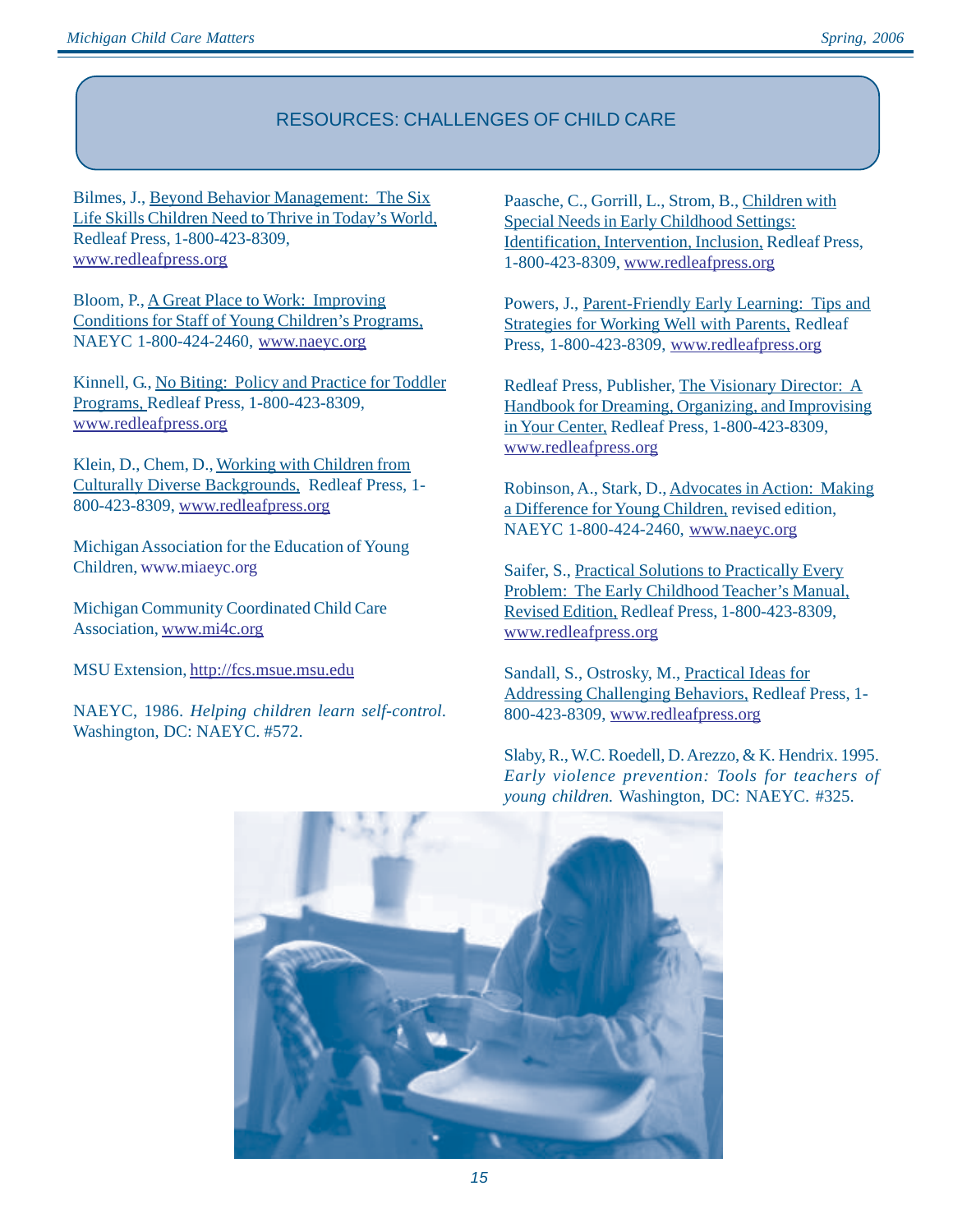## RESOURCES: CHALLENGES OF CHILD CARE

Bilmes, J., Beyond Behavior Management: The Six Life Skills Children Need to Thrive in Today's World, Redleaf Press, 1-800-423-8309, www.redleafpress.org

Bloom, P., A Great Place to Work: Improving Conditions for Staff of Young Children's Programs, NAEYC 1-800-424-2460, www.naeyc.org

Kinnell, G., No Biting: Policy and Practice for Toddler Programs, Redleaf Press, 1-800-423-8309, www.redleafpress.org

Klein, D., Chem, D., Working with Children from Culturally Diverse Backgrounds, Redleaf Press, 1-800-423-8309, www.redleafpress.org

Michigan Association for the Education of Young Children, www.miaeyc.org

Michigan Community Coordinated Child Care Association, www.mi4c.org

MSU Extension, http://fcs.msue.msu.edu

NAEYC, 1986. *Helping children learn self-control.* Washington, DC: NAEYC. #572.

Paasche, C., Gorrill, L., Strom, B., Children with Special Needs in Early Childhood Settings: Identification, Intervention, Inclusion, Redleaf Press, 1-800-423-8309, www.redleafpress.org

Powers, J., Parent-Friendly Early Learning: Tips and Strategies for Working Well with Parents, Redleaf Press, 1-800-423-8309, www.redleafpress.org

Redleaf Press, Publisher, The Visionary Director: A Handbook for Dreaming, Organizing, and Improvising in Your Center, Redleaf Press, 1-800-423-8309, www.redleafpress.org

Robinson, A., Stark, D., Advocates in Action: Making a Difference for Young Children, revised edition, NAEYC 1-800-424-2460, www.naeyc.org

Saifer, S., Practical Solutions to Practically Every Problem: The Early Childhood Teacher's Manual, Revised Edition, Redleaf Press, 1-800-423-8309, www.redleafpress.org

Sandall, S., Ostrosky, M., Practical Ideas for Addressing Challenging Behaviors, Redleaf Press, 1-800-423-8309, www.redleafpress.org

Slaby, R., W.C. Roedell, D. Arezzo, & K. Hendrix. 1995. *Early violence prevention: Tools for teachers of young children.* Washington, DC: NAEYC. #325.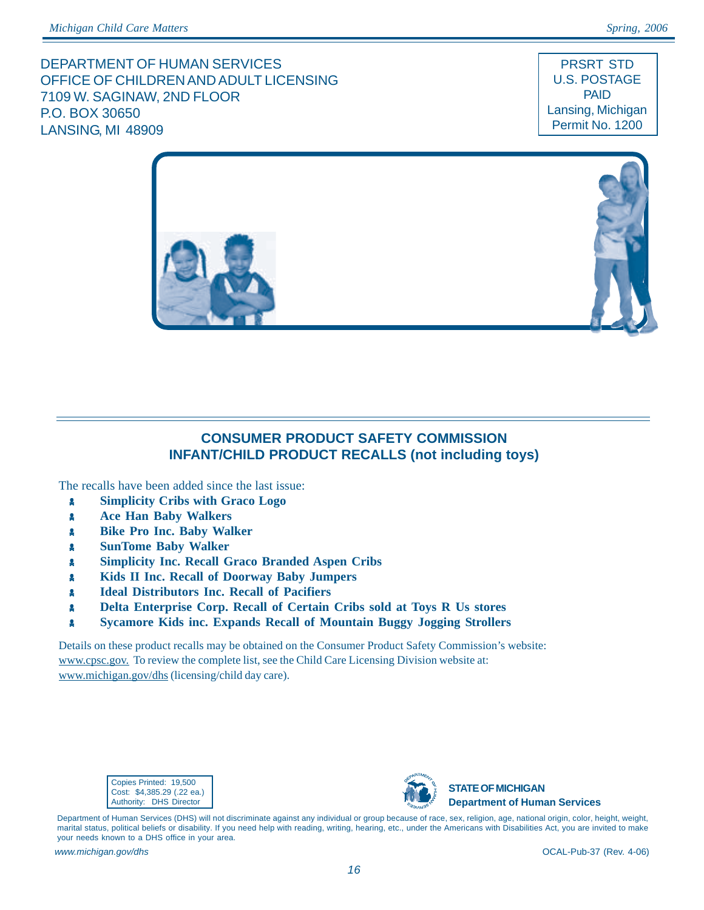DEPARTMENT OF HUMAN SERVICES
OFFICE OF CHILDREN AND ADULT LICENSING
7109 W. SAGINAW, 2ND FLOOR
P.O. BOX 30650
LANSING, MI 48909

PRSRT STD
U.S. POSTAGE
PAID
Lansing, Michigan
Permit No. 1200

## CONSUMER PRODUCT SAFETY COMMISSION INFANT/CHILD PRODUCT RECALLS (not including toys)

The recalls have been added since the last issue:

- **Simplicity Cribs with Graco Logo**
- **Ace Han Baby Walkers**
- **Bike Pro Inc. Baby Walker**
- **SunTome Baby Walker**
- **Simplicity Inc. Recall Graco Branded Aspen Cribs**
- **Kids II Inc. Recall of Doorway Baby Jumpers**
- **Ideal Distributors Inc. Recall of Pacifiers**
- **Delta Enterprise Corp. Recall of Certain Cribs sold at Toys R Us stores**
- **Sycamore Kids inc. Expands Recall of Mountain Buggy Jogging Strollers**

Details on these product recalls may be obtained on the Consumer Product Safety Commission's website: www.cpsc.gov. To review the complete list, see the Child Care Licensing Division website at: www.michigan.gov/dhs (licensing/child day care).

Copies Printed: 19,500
Cost: $4,385.29 (.22 ea.)
Authority: DHS Director

**STATE OF MICHIGAN**
**Department of Human Services**

Department of Human Services (DHS) will not discriminate against any individual or group because of race, sex, religion, age, national origin, color, height, weight, marital status, political beliefs or disability. If you need help with reading, writing, hearing, etc., under the Americans with Disabilities Act, you are invited to make your needs known to a DHS office in your area.

*www.michigan.gov/dhs*

OCAL-Pub-37 (Rev. 4-06)